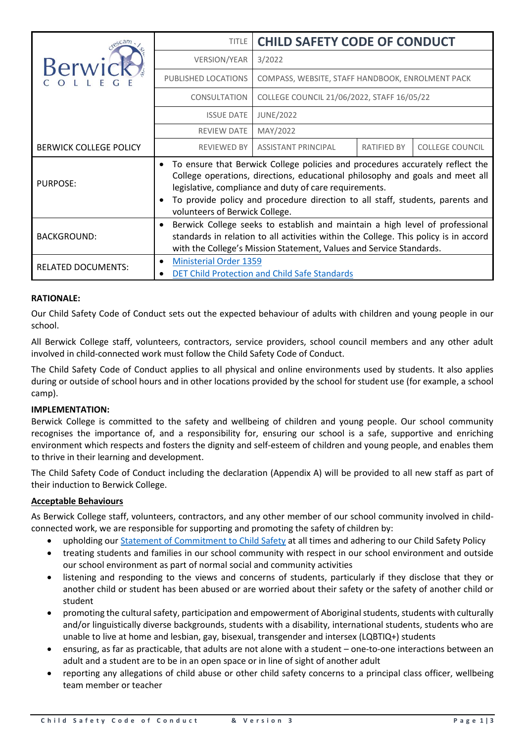| Berwick College | TITLE | CHILD SAFETY CODE OF CONDUCT | | |
|---|---|---|---|---|
| | VERSION/YEAR | 3/2022 | | |
| | PUBLISHED LOCATIONS | COMPASS, WEBSITE, STAFF HANDBOOK, ENROLMENT PACK | | |
| | CONSULTATION | COLLEGE COUNCIL 21/06/2022, STAFF 16/05/22 | | |
| | ISSUE DATE | JUNE/2022 | | |
| | REVIEW DATE | MAY/2022 | | |
| BERWICK COLLEGE POLICY | REVIEWED BY | ASSISTANT PRINCIPAL | RATIFIED BY | COLLEGE COUNCIL |
| PURPOSE: | • To ensure that Berwick College policies and procedures accurately reflect the College operations, directions, educational philosophy and goals and meet all legislative, compliance and duty of care requirements. • To provide policy and procedure direction to all staff, students, parents and volunteers of Berwick College. | | | |
| BACKGROUND: | • Berwick College seeks to establish and maintain a high level of professional standards in relation to all activities within the College. This policy is in accord with the College's Mission Statement, Values and Service Standards. | | | |
| RELATED DOCUMENTS: | • Ministerial Order 1359 • DET Child Protection and Child Safe Standards | | | |

**RATIONALE:**

Our Child Safety Code of Conduct sets out the expected behaviour of adults with children and young people in our school.

All Berwick College staff, volunteers, contractors, service providers, school council members and any other adult involved in child-connected work must follow the Child Safety Code of Conduct.

The Child Safety Code of Conduct applies to all physical and online environments used by students. It also applies during or outside of school hours and in other locations provided by the school for student use (for example, a school camp).

**IMPLEMENTATION:**

Berwick College is committed to the safety and wellbeing of children and young people. Our school community recognises the importance of, and a responsibility for, ensuring our school is a safe, supportive and enriching environment which respects and fosters the dignity and self-esteem of children and young people, and enables them to thrive in their learning and development.

The Child Safety Code of Conduct including the declaration (Appendix A) will be provided to all new staff as part of their induction to Berwick College.

**Acceptable Behaviours**

As Berwick College staff, volunteers, contractors, and any other member of our school community involved in child-connected work, we are responsible for supporting and promoting the safety of children by:

- upholding our Statement of Commitment to Child Safety at all times and adhering to our Child Safety Policy
- treating students and families in our school community with respect in our school environment and outside our school environment as part of normal social and community activities
- listening and responding to the views and concerns of students, particularly if they disclose that they or another child or student has been abused or are worried about their safety or the safety of another child or student
- promoting the cultural safety, participation and empowerment of Aboriginal students, students with culturally and/or linguistically diverse backgrounds, students with a disability, international students, students who are unable to live at home and lesbian, gay, bisexual, transgender and intersex (LQBTIQ+) students
- ensuring, as far as practicable, that adults are not alone with a student – one-to-one interactions between an adult and a student are to be in an open space or in line of sight of another adult
- reporting any allegations of child abuse or other child safety concerns to a principal class officer, wellbeing team member or teacher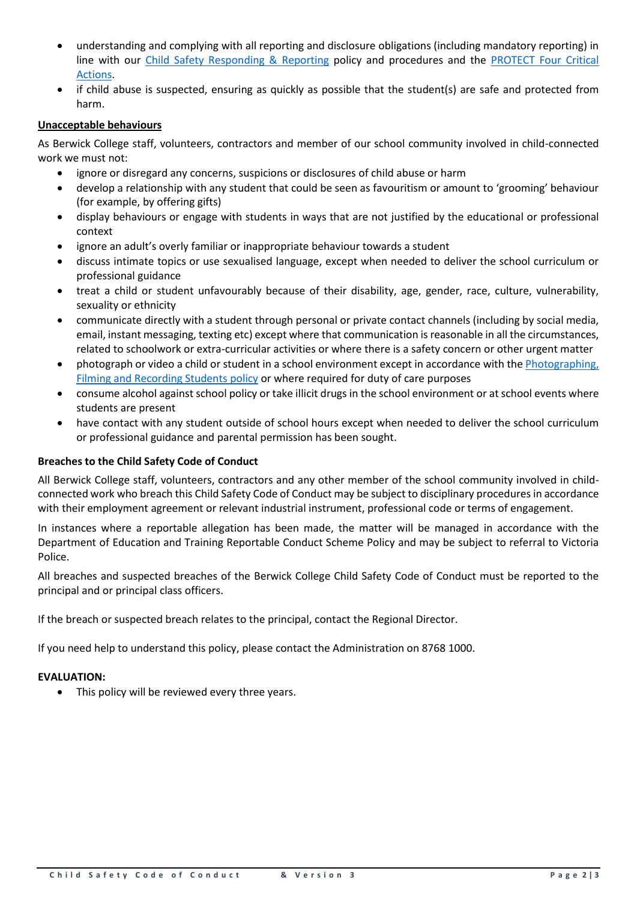- understanding and complying with all reporting and disclosure obligations (including mandatory reporting) in line with our [Child Safety Responding & Reporting]() policy and procedures and the [PROTECT Four Critical Actions]().
- if child abuse is suspected, ensuring as quickly as possible that the student(s) are safe and protected from harm.

**Unacceptable behaviours**

As Berwick College staff, volunteers, contractors and member of our school community involved in child-connected work we must not:

- ignore or disregard any concerns, suspicions or disclosures of child abuse or harm
- develop a relationship with any student that could be seen as favouritism or amount to 'grooming' behaviour (for example, by offering gifts)
- display behaviours or engage with students in ways that are not justified by the educational or professional context
- ignore an adult's overly familiar or inappropriate behaviour towards a student
- discuss intimate topics or use sexualised language, except when needed to deliver the school curriculum or professional guidance
- treat a child or student unfavourably because of their disability, age, gender, race, culture, vulnerability, sexuality or ethnicity
- communicate directly with a student through personal or private contact channels (including by social media, email, instant messaging, texting etc) except where that communication is reasonable in all the circumstances, related to schoolwork or extra-curricular activities or where there is a safety concern or other urgent matter
- photograph or video a child or student in a school environment except in accordance with the [Photographing, Filming and Recording Students policy]() or where required for duty of care purposes
- consume alcohol against school policy or take illicit drugs in the school environment or at school events where students are present
- have contact with any student outside of school hours except when needed to deliver the school curriculum or professional guidance and parental permission has been sought.

**Breaches to the Child Safety Code of Conduct**

All Berwick College staff, volunteers, contractors and any other member of the school community involved in child-connected work who breach this Child Safety Code of Conduct may be subject to disciplinary procedures in accordance with their employment agreement or relevant industrial instrument, professional code or terms of engagement.

In instances where a reportable allegation has been made, the matter will be managed in accordance with the Department of Education and Training Reportable Conduct Scheme Policy and may be subject to referral to Victoria Police.

All breaches and suspected breaches of the Berwick College Child Safety Code of Conduct must be reported to the principal and or principal class officers.

If the breach or suspected breach relates to the principal, contact the Regional Director.

If you need help to understand this policy, please contact the Administration on 8768 1000.

**EVALUATION:**

- This policy will be reviewed every three years.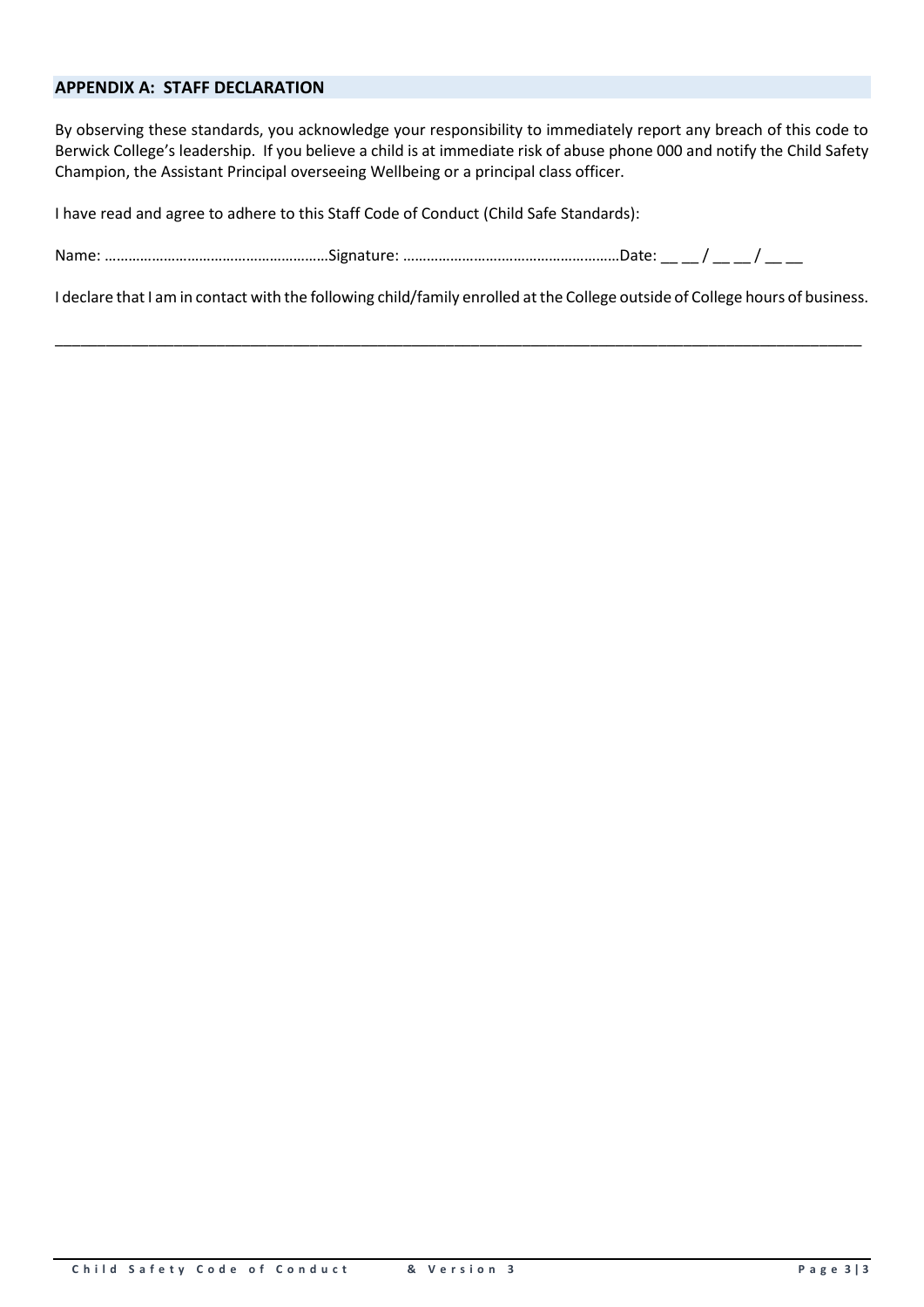## APPENDIX A: STAFF DECLARATION

By observing these standards, you acknowledge your responsibility to immediately report any breach of this code to Berwick College's leadership. If you believe a child is at immediate risk of abuse phone 000 and notify the Child Safety Champion, the Assistant Principal overseeing Wellbeing or a principal class officer.

I have read and agree to adhere to this Staff Code of Conduct (Child Safe Standards):

Name: ………………………………………………Signature: ……………………………………………Date: __ __ / __ __ / __ __

I declare that I am in contact with the following child/family enrolled at the College outside of College hours of business.

______________________________________________________________________________________________